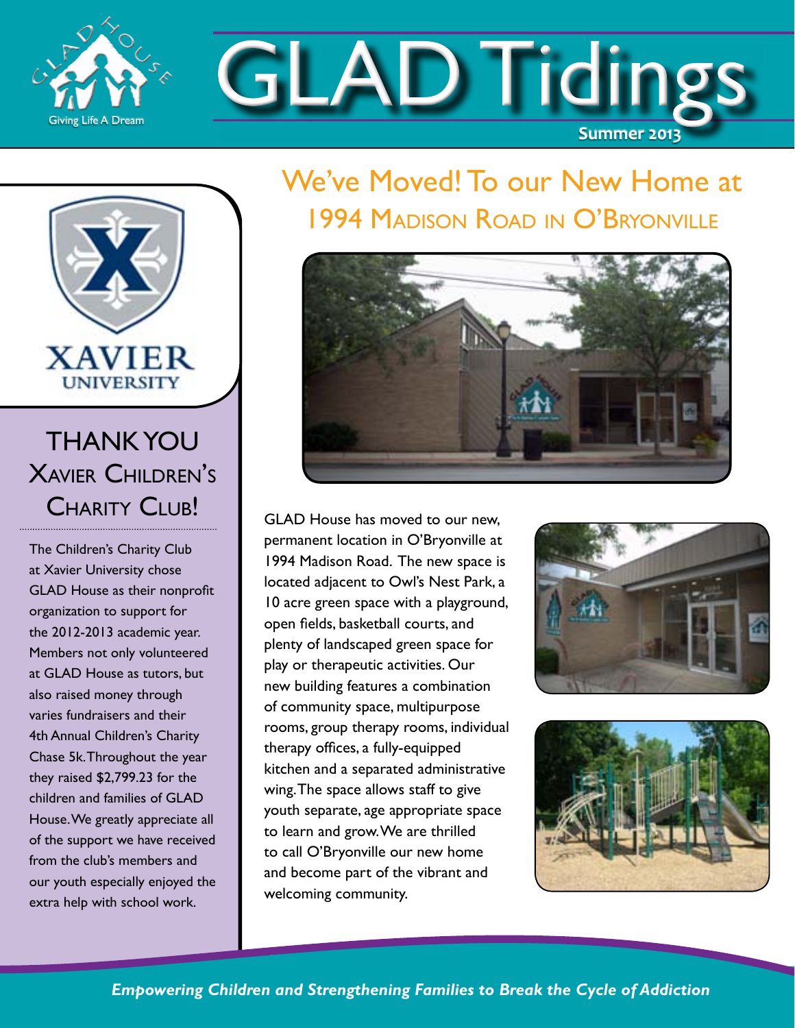# GLAD Tidings

Summer 2013

## We've Moved! To our New Home at 1994 Madison Road in O'Bryonville

GLAD House has moved to our new, permanent location in O'Bryonville at 1994 Madison Road. The new space is located adjacent to Owl's Nest Park, a 10 acre green space with a playground, open fields, basketball courts, and plenty of landscaped green space for play or therapeutic activities. Our new building features a combination of community space, multipurpose rooms, group therapy rooms, individual therapy offices, a fully-equipped kitchen and a separated administrative wing. The space allows staff to give youth separate, age appropriate space to learn and grow. We are thrilled to call O'Bryonville our new home and become part of the vibrant and welcoming community.

## Thank You Xavier Children's Charity Club!

The Children's Charity Club at Xavier University chose GLAD House as their nonprofit organization to support for the 2012-2013 academic year. Members not only volunteered at GLAD House as tutors, but also raised money through varies fundraisers and their 4th Annual Children's Charity Chase 5k. Throughout the year they raised $2,799.23 for the children and families of GLAD House. We greatly appreciate all of the support we have received from the club's members and our youth especially enjoyed the extra help with school work.

*Empowering Children and Strengthening Families to Break the Cycle of Addiction*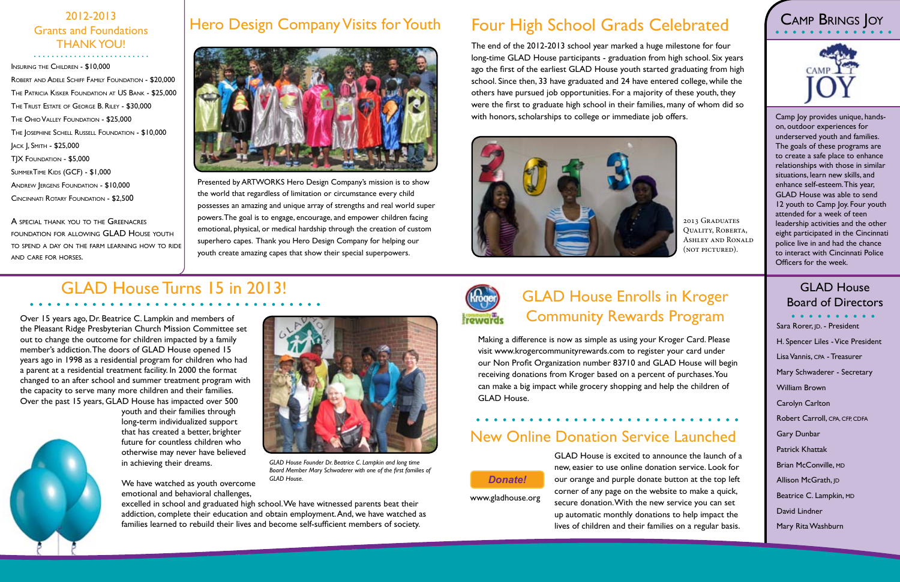## 2012-2013 Grants and Foundations THANK YOU!

- Insuring the Children - $10,000
- Robert and Adele Schiff Family Foundation - $20,000
- The Patricia Kisker Foundation at US Bank - $25,000
- The Trust Estate of George B. Riley - $30,000
- The Ohio Valley Foundation - $25,000
- The Josephine Schell Russell Foundation - $10,000
- Jack J. Smith - $25,000
- TJX Foundation - $5,000
- SummerTime Kids (GCF) - $1,000
- Andrew Jergens Foundation - $10,000
- Cincinnati Rotary Foundation - $2,500

A special thank you to the Greenacres foundation for allowing GLAD House youth to spend a day on the farm learning how to ride and care for horses.

## Hero Design Company Visits for Youth

Presented by ARTWORKS Hero Design Company's mission is to show the world that regardless of limitation or circumstance every child possesses an amazing and unique array of strengths and real world super powers. The goal is to engage, encourage, and empower children facing emotional, physical, or medical hardship through the creation of custom superhero capes. Thank you Hero Design Company for helping our youth create amazing capes that show their special superpowers.

## Four High School Grads Celebrated

The end of the 2012-2013 school year marked a huge milestone for four long-time GLAD House participants - graduation from high school. Six years ago the first of the earliest GLAD House youth started graduating from high school. Since then, 33 have graduated and 24 have entered college, while the others have pursued job opportunities. For a majority of these youth, they were the first to graduate high school in their families, many of whom did so with honors, scholarships to college or immediate job offers.

2013 Graduates Quality, Roberta, Ashley and Ronald (not pictured).

## Camp Brings Joy

Camp Joy provides unique, hands-on, outdoor experiences for underserved youth and families. The goals of these programs are to create a safe place to enhance relationships with those in similar situations, learn new skills, and enhance self-esteem. This year, GLAD House was able to send 12 youth to Camp Joy. Four youth attended for a week of teen leadership activities and the other eight participated in the Cincinnati police live in and had the chance to interact with Cincinnati Police Officers for the week.

## GLAD House Turns 15 in 2013!

Over 15 years ago, Dr. Beatrice C. Lampkin and members of the Pleasant Ridge Presbyterian Church Mission Committee set out to change the outcome for children impacted by a family member's addiction. The doors of GLAD House opened 15 years ago in 1998 as a residential program for children who had a parent at a residential treatment facility. In 2000 the format changed to an after school and summer treatment program with the capacity to serve many more children and their families. Over the past 15 years, GLAD House has impacted over 500 youth and their families through long-term individualized support that has created a better, brighter future for countless children who otherwise may never have believed in achieving their dreams.

We have watched as youth overcome emotional and behavioral challenges, excelled in school and graduated high school. We have witnessed parents beat their addiction, complete their education and obtain employment. And, we have watched as families learned to rebuild their lives and become self-sufficient members of society.

*GLAD House Founder Dr. Beatrice C. Lampkin and long time Board Member Mary Schwaderer with one of the first families of GLAD House.*

## GLAD House Enrolls in Kroger Community Rewards Program

Making a difference is now as simple as using your Kroger Card. Please visit www.krogercommunityrewards.com to register your card under our Non Profit Organization number 83710 and GLAD House will begin receiving donations from Kroger based on a percent of purchases. You can make a big impact while grocery shopping and help the children of GLAD House.

## New Online Donation Service Launched

Donate!

www.gladhouse.org

GLAD House is excited to announce the launch of a new, easier to use online donation service. Look for our orange and purple donate button at the top left corner of any page on the website to make a quick, secure donation. With the new service you can set up automatic monthly donations to help impact the lives of children and their families on a regular basis.

## GLAD House Board of Directors

- Sara Rorer, JD. - President
- H. Spencer Liles - Vice President
- Lisa Vannis, CPA - Treasurer
- Mary Schwaderer - Secretary
- William Brown
- Carolyn Carlton
- Robert Carroll, CPA, CFP, CDFA
- Gary Dunbar
- Patrick Khattak
- Brian McConville, MD
- Allison McGrath, JD
- Beatrice C. Lampkin, MD
- David Lindner
- Mary Rita Washburn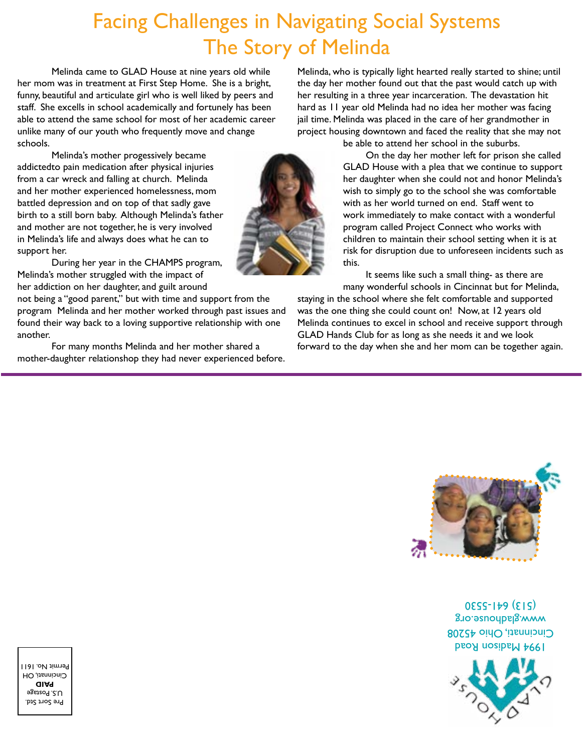# Facing Challenges in Navigating Social Systems
# The Story of Melinda

Melinda came to GLAD House at nine years old while her mom was in treatment at First Step Home. She is a bright, funny, beautiful and articulate girl who is well liked by peers and staff. She excells in school academically and fortunely has been able to attend the same school for most of her academic career unlike many of our youth who frequently move and change schools.

Melinda's mother progessively became addictedto pain medication after physical injuries from a car wreck and falling at church. Melinda and her mother experienced homelessness, mom battled depression and on top of that sadly gave birth to a still born baby. Although Melinda's father and mother are not together, he is very involved in Melinda's life and always does what he can to support her.

During her year in the CHAMPS program, Melinda's mother struggled with the impact of her addiction on her daughter, and guilt around not being a "good parent," but with time and support from the program Melinda and her mother worked through past issues and found their way back to a loving supportive relationship with one another.

For many months Melinda and her mother shared a mother-daughter relationshop they had never experienced before. Melinda, who is typically light hearted really started to shine; until the day her mother found out that the past would catch up with her resulting in a three year incarceration. The devastation hit hard as 11 year old Melinda had no idea her mother was facing jail time. Melinda was placed in the care of her grandmother in project housing downtown and faced the reality that she may not be able to attend her school in the suburbs.

On the day her mother left for prison she called GLAD House with a plea that we continue to support her daughter when she could not and honor Melinda's wish to simply go to the school she was comfortable with as her world turned on end. Staff went to work immediately to make contact with a wonderful program called Project Connect who works with children to maintain their school setting when it is at risk for disruption due to unforeseen incidents such as this.

It seems like such a small thing- as there are many wonderful schools in Cincinnat but for Melinda, staying in the school where she felt comfortable and supported was the one thing she could count on! Now, at 12 years old Melinda continues to excel in school and receive support through GLAD Hands Club for as long as she needs it and we look forward to the day when she and her mom can be together again.

---

GLAD HOUSE

1994 Madison Road
Cincinnati, Ohio 45208
www.gladhouse.org
(513) 641-5530

Pre Sort Std.
U.S. Postage
**PAID**
Cincinnati, OH
Permit No. 1611